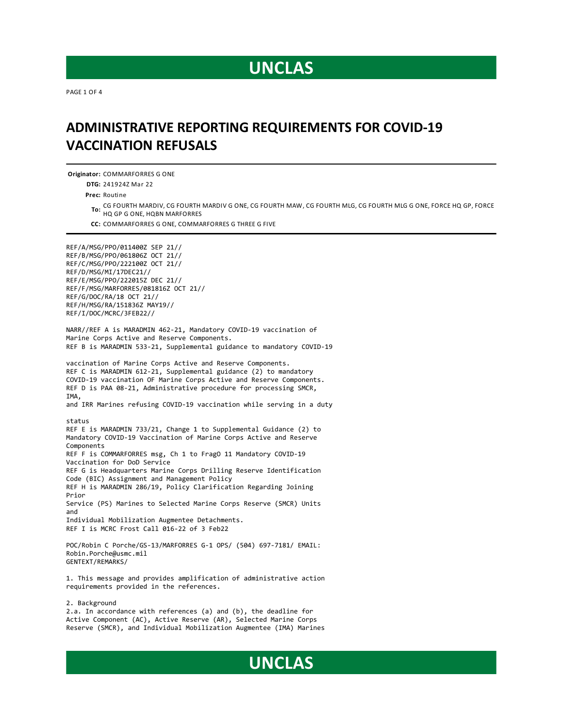UNCLAS

# ADMINISTRATIVE REPORTING REQUIREMENTS FOR COVID-19 VACCINATION REFUSALS

**Originator:** COMMARFORRES G ONE

**DTG:** 241924Z Mar 22

**Prec:** Routine

**To:** CG FOURTH MARDIV, CG FOURTH MARDIV G ONE, CG FOURTH MAW, CG FOURTH MLG, CG FOURTH MLG G ONE, FORCE HQ GP, FORCE HQ GP G ONE, HQBN MARFORRES

**CC:** COMMARFORRES G ONE, COMMARFORRES G THREE G FIVE

---

REF/A/MSG/PPO/011400Z SEP 21//
REF/B/MSG/PPO/061806Z OCT 21//
REF/C/MSG/PPO/222100Z OCT 21//
REF/D/MSG/MI/17DEC21//
REF/E/MSG/PPO/222015Z DEC 21//
REF/F/MSG/MARFORRES/081816Z OCT 21//
REF/G/DOC/RA/18 OCT 21//
REF/H/MSG/RA/151836Z MAY19//
REF/I/DOC/MCRC/3FEB22//

NARR//REF A is MARADMIN 462-21, Mandatory COVID-19 vaccination of Marine Corps Active and Reserve Components.
REF B is MARADMIN 533-21, Supplemental guidance to mandatory COVID-19

vaccination of Marine Corps Active and Reserve Components.
REF C is MARADMIN 612-21, Supplemental guidance (2) to mandatory COVID-19 vaccination OF Marine Corps Active and Reserve Components.
REF D is PAA 08-21, Administrative procedure for processing SMCR, IMA,
and IRR Marines refusing COVID-19 vaccination while serving in a duty

status
REF E is MARADMIN 733/21, Change 1 to Supplemental Guidance (2) to Mandatory COVID-19 Vaccination of Marine Corps Active and Reserve Components
REF F is COMMARFORRES msg, Ch 1 to FragO 11 Mandatory COVID-19 Vaccination for DoD Service
REF G is Headquarters Marine Corps Drilling Reserve Identification Code (BIC) Assignment and Management Policy
REF H is MARADMIN 286/19, Policy Clarification Regarding Joining Prior
Service (PS) Marines to Selected Marine Corps Reserve (SMCR) Units and
Individual Mobilization Augmentee Detachments.
REF I is MCRC Frost Call 016-22 of 3 Feb22

POC/Robin C Porche/GS-13/MARFORRES G-1 OPS/ (504) 697-7181/ EMAIL: Robin.Porche@usmc.mil
GENTEXT/REMARKS/

1. This message and provides amplification of administrative action requirements provided in the references.

2. Background
2.a. In accordance with references (a) and (b), the deadline for Active Component (AC), Active Reserve (AR), Selected Marine Corps Reserve (SMCR), and Individual Mobilization Augmentee (IMA) Marines

UNCLAS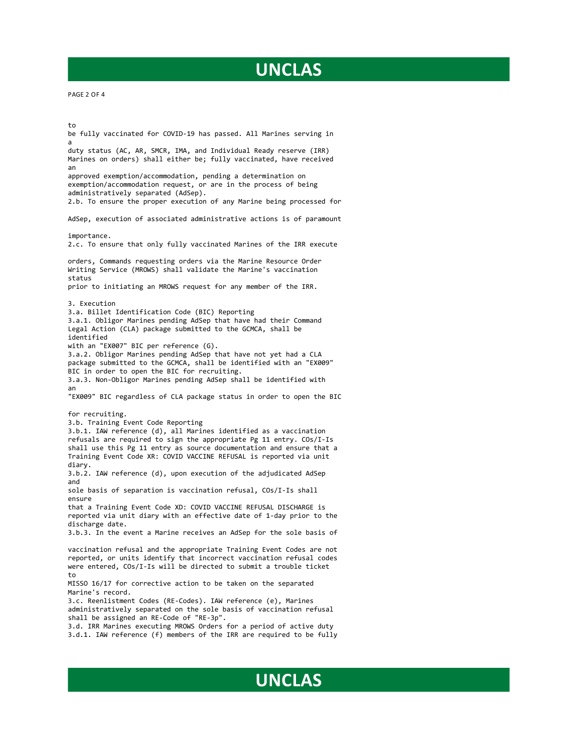to be fully vaccinated for COVID-19 has passed. All Marines serving in a duty status (AC, AR, SMCR, IMA, and Individual Ready reserve (IRR) Marines on orders) shall either be; fully vaccinated, have received an approved exemption/accommodation, pending a determination on exemption/accommodation request, or are in the process of being administratively separated (AdSep).

2.b. To ensure the proper execution of any Marine being processed for AdSep, execution of associated administrative actions is of paramount importance.

2.c. To ensure that only fully vaccinated Marines of the IRR execute orders, Commands requesting orders via the Marine Resource Order Writing Service (MROWS) shall validate the Marine's vaccination status prior to initiating an MROWS request for any member of the IRR.

3. Execution

3.a. Billet Identification Code (BIC) Reporting

3.a.1. Obligor Marines pending AdSep that have had their Command Legal Action (CLA) package submitted to the GCMCA, shall be identified with an "EX007" BIC per reference (G).

3.a.2. Obligor Marines pending AdSep that have not yet had a CLA package submitted to the GCMCA, shall be identified with an "EX009" BIC in order to open the BIC for recruiting.

3.a.3. Non-Obligor Marines pending AdSep shall be identified with an "EX009" BIC regardless of CLA package status in order to open the BIC for recruiting.

3.b. Training Event Code Reporting

3.b.1. IAW reference (d), all Marines identified as a vaccination refusals are required to sign the appropriate Pg 11 entry. COs/I-Is shall use this Pg 11 entry as source documentation and ensure that a Training Event Code XR: COVID VACCINE REFUSAL is reported via unit diary.

3.b.2. IAW reference (d), upon execution of the adjudicated AdSep and sole basis of separation is vaccination refusal, COs/I-Is shall ensure that a Training Event Code XD: COVID VACCINE REFUSAL DISCHARGE is reported via unit diary with an effective date of 1-day prior to the discharge date.

3.b.3. In the event a Marine receives an AdSep for the sole basis of vaccination refusal and the appropriate Training Event Codes are not reported, or units identify that incorrect vaccination refusal codes were entered, COs/I-Is will be directed to submit a trouble ticket to MISSO 16/17 for corrective action to be taken on the separated Marine's record.

3.c. Reenlistment Codes (RE-Codes). IAW reference (e), Marines administratively separated on the sole basis of vaccination refusal shall be assigned an RE-Code of "RE-3p".

3.d. IRR Marines executing MROWS Orders for a period of active duty

3.d.1. IAW reference (f) members of the IRR are required to be fully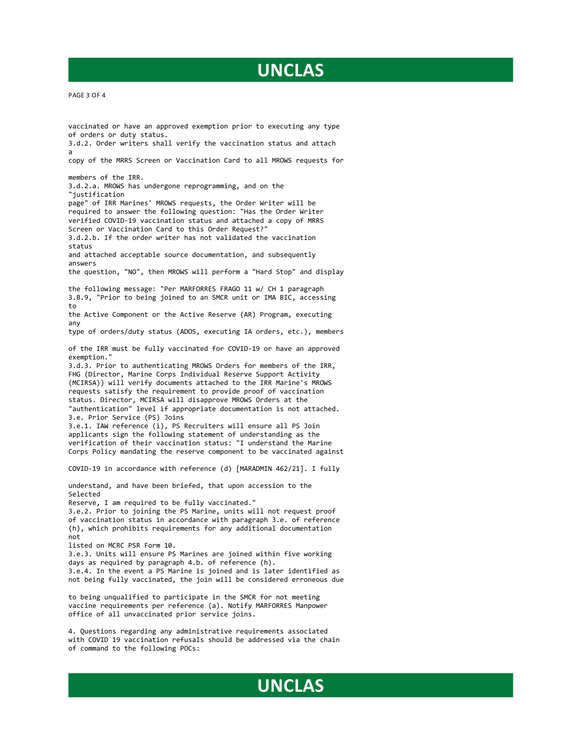vaccinated or have an approved exemption prior to executing any type of orders or duty status.

3.d.2. Order writers shall verify the vaccination status and attach a copy of the MRRS Screen or Vaccination Card to all MROWS requests for members of the IRR.

3.d.2.a. MROWS has undergone reprogramming, and on the "justification page" of IRR Marines' MROWS requests, the Order Writer will be required to answer the following question: "Has the Order Writer verified COVID-19 vaccination status and attached a copy of MRRS Screen or Vaccination Card to this Order Request?"

3.d.2.b. If the order writer has not validated the vaccination status and attached acceptable source documentation, and subsequently answers the question, "NO", then MROWS will perform a "Hard Stop" and display the following message: "Per MARFORRES FRAGO 11 w/ CH 1 paragraph 3.B.9, "Prior to being joined to an SMCR unit or IMA BIC, accessing to the Active Component or the Active Reserve (AR) Program, executing any type of orders/duty status (ADOS, executing IA orders, etc.), members of the IRR must be fully vaccinated for COVID-19 or have an approved exemption."

3.d.3. Prior to authenticating MROWS Orders for members of the IRR, FHG (Director, Marine Corps Individual Reserve Support Activity (MCIRSA)) will verify documents attached to the IRR Marine's MROWS requests satisfy the requirement to provide proof of vaccination status. Director, MCIRSA will disapprove MROWS Orders at the "authentication" level if appropriate documentation is not attached.

3.e. Prior Service (PS) Joins

3.e.1. IAW reference (i), PS Recruiters will ensure all PS Join applicants sign the following statement of understanding as the verification of their vaccination status: "I understand the Marine Corps Policy mandating the reserve component to be vaccinated against COVID-19 in accordance with reference (d) [MARADMIN 462/21]. I fully understand, and have been briefed, that upon accession to the Selected Reserve, I am required to be fully vaccinated."

3.e.2. Prior to joining the PS Marine, units will not request proof of vaccination status in accordance with paragraph 3.e. of reference (h), which prohibits requirements for any additional documentation not listed on MCRC PSR Form 10.

3.e.3. Units will ensure PS Marines are joined within five working days as required by paragraph 4.b. of reference (h).

3.e.4. In the event a PS Marine is joined and is later identified as not being fully vaccinated, the join will be considered erroneous due to being unqualified to participate in the SMCR for not meeting vaccine requirements per reference (a). Notify MARFORRES Manpower office of all unvaccinated prior service joins.

4. Questions regarding any administrative requirements associated with COVID 19 vaccination refusals should be addressed via the chain of command to the following POCs: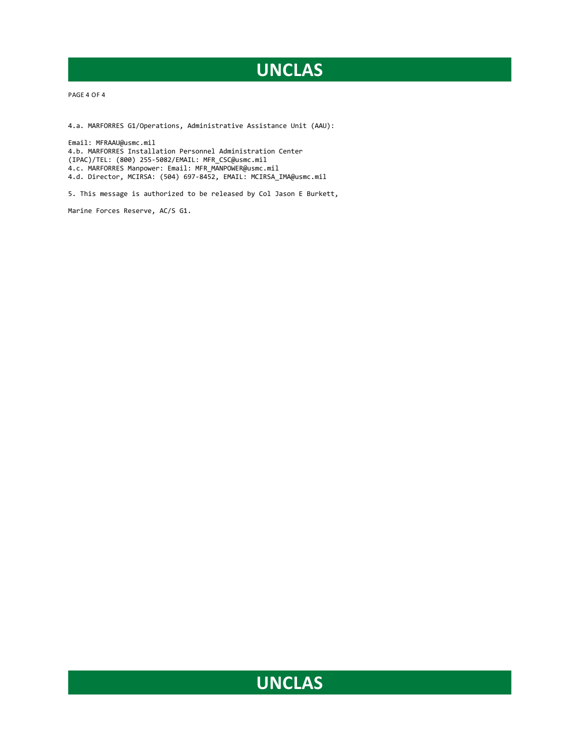4.a. MARFORRES G1/Operations, Administrative Assistance Unit (AAU):

Email: MFRAAU@usmc.mil
4.b. MARFORRES Installation Personnel Administration Center
(IPAC)/TEL: (800) 255-5082/EMAIL: MFR_CSC@usmc.mil
4.c. MARFORRES Manpower: Email: MFR_MANPOWER@usmc.mil
4.d. Director, MCIRSA: (504) 697-8452, EMAIL: MCIRSA_IMA@usmc.mil

5. This message is authorized to be released by Col Jason E Burkett,

Marine Forces Reserve, AC/S G1.